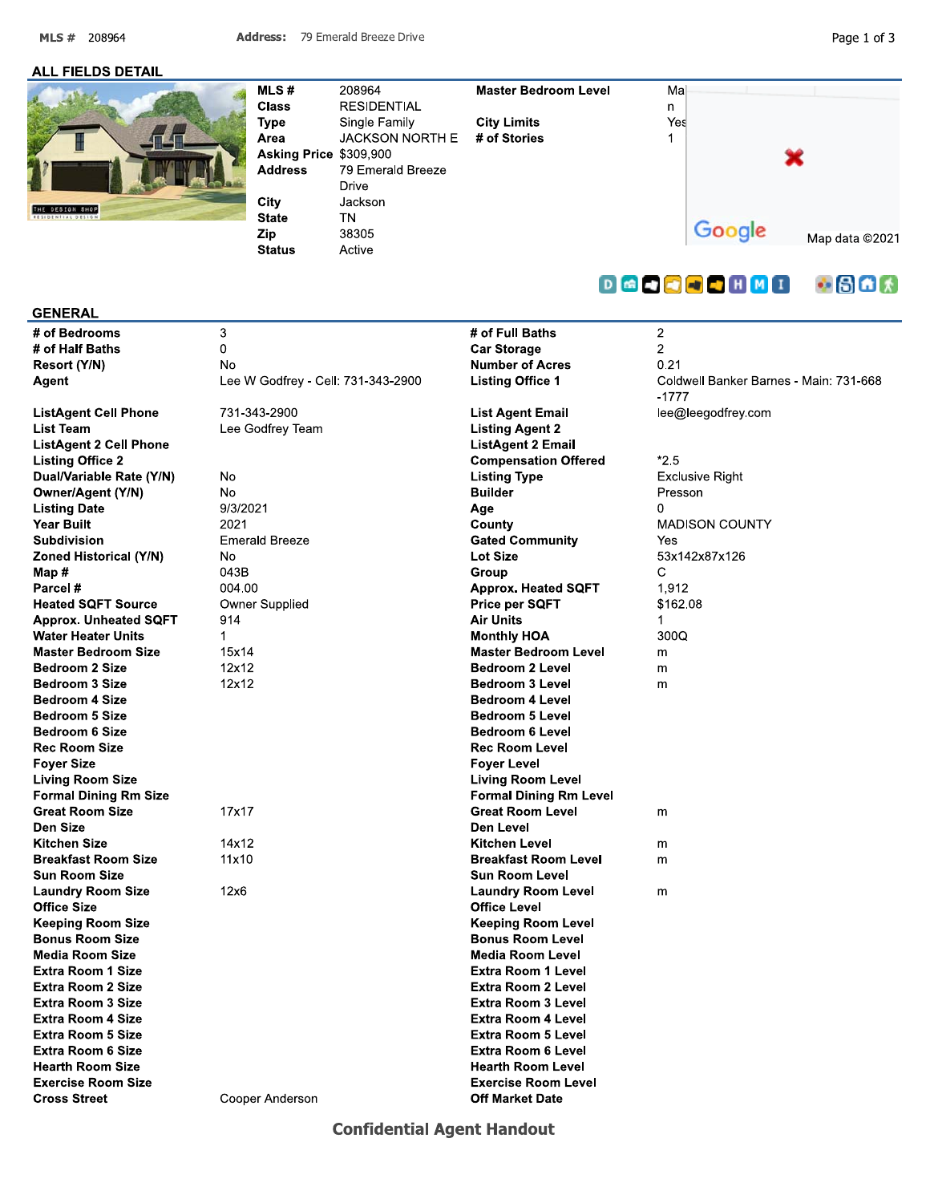## ALL FIELDS DETAIL

| | | | |
|---|---|---|---|
| **MLS #** | 208964 | **Master Bedroom Level** | Main |
| **Class** | RESIDENTIAL | | |
| **Type** | Single Family | **City Limits** | Yes |
| **Area** | JACKSON NORTH E | **# of Stories** | 1 |
| **Asking Price** | $309,900 | | |
| **Address** | 79 Emerald Breeze Drive | | |
| **City** | Jackson | | |
| **State** | TN | | |
| **Zip** | 38305 | | |
| **Status** | Active | | |

Google Map data ©2021

## GENERAL

| | | | |
|---|---|---|---|
| **# of Bedrooms** | 3 | **# of Full Baths** | 2 |
| **# of Half Baths** | 0 | **Car Storage** | 2 |
| **Resort (Y/N)** | No | **Number of Acres** | 0.21 |
| **Agent** | Lee W Godfrey - Cell: 731-343-2900 | **Listing Office 1** | Coldwell Banker Barnes - Main: 731-668-1777 |
| **ListAgent Cell Phone** | 731-343-2900 | **List Agent Email** | lee@leegodfrey.com |
| **List Team** | Lee Godfrey Team | **Listing Agent 2** | |
| **ListAgent 2 Cell Phone** | | **ListAgent 2 Email** | |
| **Listing Office 2** | | **Compensation Offered** | *2.5 |
| **Dual/Variable Rate (Y/N)** | No | **Listing Type** | Exclusive Right |
| **Owner/Agent (Y/N)** | No | **Builder** | Presson |
| **Listing Date** | 9/3/2021 | **Age** | 0 |
| **Year Built** | 2021 | **County** | MADISON COUNTY |
| **Subdivision** | Emerald Breeze | **Gated Community** | Yes |
| **Zoned Historical (Y/N)** | No | **Lot Size** | 53x142x87x126 |
| **Map #** | 043B | **Group** | C |
| **Parcel #** | 004.00 | **Approx. Heated SQFT** | 1,912 |
| **Heated SQFT Source** | Owner Supplied | **Price per SQFT** | $162.08 |
| **Approx. Unheated SQFT** | 914 | **Air Units** | 1 |
| **Water Heater Units** | 1 | **Monthly HOA** | 300Q |
| **Master Bedroom Size** | 15x14 | **Master Bedroom Level** | m |
| **Bedroom 2 Size** | 12x12 | **Bedroom 2 Level** | m |
| **Bedroom 3 Size** | 12x12 | **Bedroom 3 Level** | m |
| **Bedroom 4 Size** | | **Bedroom 4 Level** | |
| **Bedroom 5 Size** | | **Bedroom 5 Level** | |
| **Bedroom 6 Size** | | **Bedroom 6 Level** | |
| **Rec Room Size** | | **Rec Room Level** | |
| **Foyer Size** | | **Foyer Level** | |
| **Living Room Size** | | **Living Room Level** | |
| **Formal Dining Rm Size** | | **Formal Dining Rm Level** | |
| **Great Room Size** | 17x17 | **Great Room Level** | m |
| **Den Size** | | **Den Level** | |
| **Kitchen Size** | 14x12 | **Kitchen Level** | m |
| **Breakfast Room Size** | 11x10 | **Breakfast Room Level** | m |
| **Sun Room Size** | | **Sun Room Level** | |
| **Laundry Room Size** | 12x6 | **Laundry Room Level** | m |
| **Office Size** | | **Office Level** | |
| **Keeping Room Size** | | **Keeping Room Level** | |
| **Bonus Room Size** | | **Bonus Room Level** | |
| **Media Room Size** | | **Media Room Level** | |
| **Extra Room 1 Size** | | **Extra Room 1 Level** | |
| **Extra Room 2 Size** | | **Extra Room 2 Level** | |
| **Extra Room 3 Size** | | **Extra Room 3 Level** | |
| **Extra Room 4 Size** | | **Extra Room 4 Level** | |
| **Extra Room 5 Size** | | **Extra Room 5 Level** | |
| **Extra Room 6 Size** | | **Extra Room 6 Level** | |
| **Hearth Room Size** | | **Hearth Room Level** | |
| **Exercise Room Size** | | **Exercise Room Level** | |
| **Cross Street** | Cooper Anderson | **Off Market Date** | |

**Confidential Agent Handout**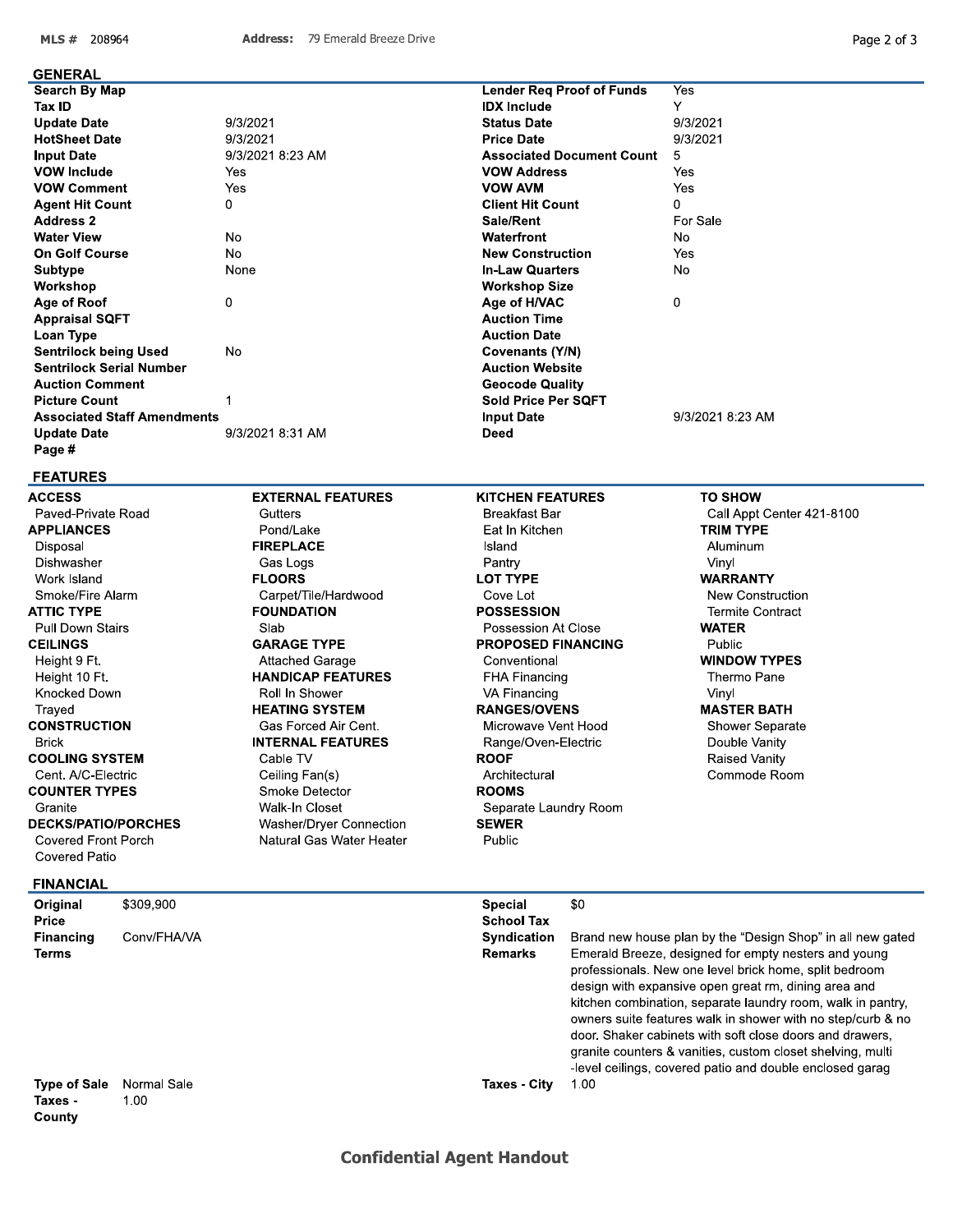MLS # 208964 **Address:** 79 Emerald Breeze Drive

## GENERAL

| | | | |
|---|---|---|---|
| **Search By Map** | | **Lender Req Proof of Funds** | Yes |
| **Tax ID** | | **IDX Include** | Y |
| **Update Date** | 9/3/2021 | **Status Date** | 9/3/2021 |
| **HotSheet Date** | 9/3/2021 | **Price Date** | 9/3/2021 |
| **Input Date** | 9/3/2021 8:23 AM | **Associated Document Count** | 5 |
| **VOW Include** | Yes | **VOW Address** | Yes |
| **VOW Comment** | Yes | **VOW AVM** | Yes |
| **Agent Hit Count** | 0 | **Client Hit Count** | 0 |
| **Address 2** | | **Sale/Rent** | For Sale |
| **Water View** | No | **Waterfront** | No |
| **On Golf Course** | No | **New Construction** | Yes |
| **Subtype** | None | **In-Law Quarters** | No |
| **Workshop** | | **Workshop Size** | |
| **Age of Roof** | 0 | **Age of H/VAC** | 0 |
| **Appraisal SQFT** | | **Auction Time** | |
| **Loan Type** | | **Auction Date** | |
| **Sentrilock being Used** | No | **Covenants (Y/N)** | |
| **Sentrilock Serial Number** | | **Auction Website** | |
| **Auction Comment** | | **Geocode Quality** | |
| **Picture Count** | 1 | **Sold Price Per SQFT** | |
| **Associated Staff Amendments** | | **Input Date** | 9/3/2021 8:23 AM |
| **Update Date** | 9/3/2021 8:31 AM | **Deed** | |
| **Page #** | | | |

## FEATURES

**ACCESS**
- Paved-Private Road

**APPLIANCES**
- Disposal
- Dishwasher
- Work Island
- Smoke/Fire Alarm

**ATTIC TYPE**
- Pull Down Stairs

**CEILINGS**
- Height 9 Ft.
- Height 10 Ft.
- Knocked Down
- Trayed

**CONSTRUCTION**
- Brick

**COOLING SYSTEM**
- Cent. A/C-Electric

**COUNTER TYPES**
- Granite

**DECKS/PATIO/PORCHES**
- Covered Front Porch
- Covered Patio

**EXTERNAL FEATURES**
- Gutters
- Pond/Lake

**FIREPLACE**
- Gas Logs

**FLOORS**
- Carpet/Tile/Hardwood

**FOUNDATION**
- Slab

**GARAGE TYPE**
- Attached Garage

**HANDICAP FEATURES**
- Roll In Shower

**HEATING SYSTEM**
- Gas Forced Air Cent.

**INTERNAL FEATURES**
- Cable TV
- Ceiling Fan(s)
- Smoke Detector
- Walk-In Closet
- Washer/Dryer Connection
- Natural Gas Water Heater

**KITCHEN FEATURES**
- Breakfast Bar
- Eat In Kitchen
- Island
- Pantry

**LOT TYPE**
- Cove Lot

**POSSESSION**
- Possession At Close

**PROPOSED FINANCING**
- Conventional
- FHA Financing
- VA Financing

**RANGES/OVENS**
- Microwave Vent Hood
- Range/Oven-Electric

**ROOF**
- Architectural

**ROOMS**
- Separate Laundry Room

**SEWER**
- Public

**TO SHOW**
- Call Appt Center 421-8100

**TRIM TYPE**
- Aluminum
- Vinyl

**WARRANTY**
- New Construction
- Termite Contract

**WATER**
- Public

**WINDOW TYPES**
- Thermo Pane
- Vinyl

**MASTER BATH**
- Shower Separate
- Double Vanity
- Raised Vanity
- Commode Room

## FINANCIAL

| | | | |
|---|---|---|---|
| **Original Price** | $309,900 | **Special School Tax** | $0 |
| **Financing Terms** | Conv/FHA/VA | **Syndication Remarks** | Brand new house plan by the "Design Shop" in all new gated Emerald Breeze, designed for empty nesters and young professionals. New one level brick home, split bedroom design with expansive open great rm, dining area and kitchen combination, separate laundry room, walk in pantry, owners suite features walk in shower with no step/curb & no door. Shaker cabinets with soft close doors and drawers, granite counters & vanities, custom closet shelving, multi -level ceilings, covered patio and double enclosed garag |
| **Type of Sale** | Normal Sale | **Taxes - City** | 1.00 |
| **Taxes - County** | 1.00 | | |

**Confidential Agent Handout**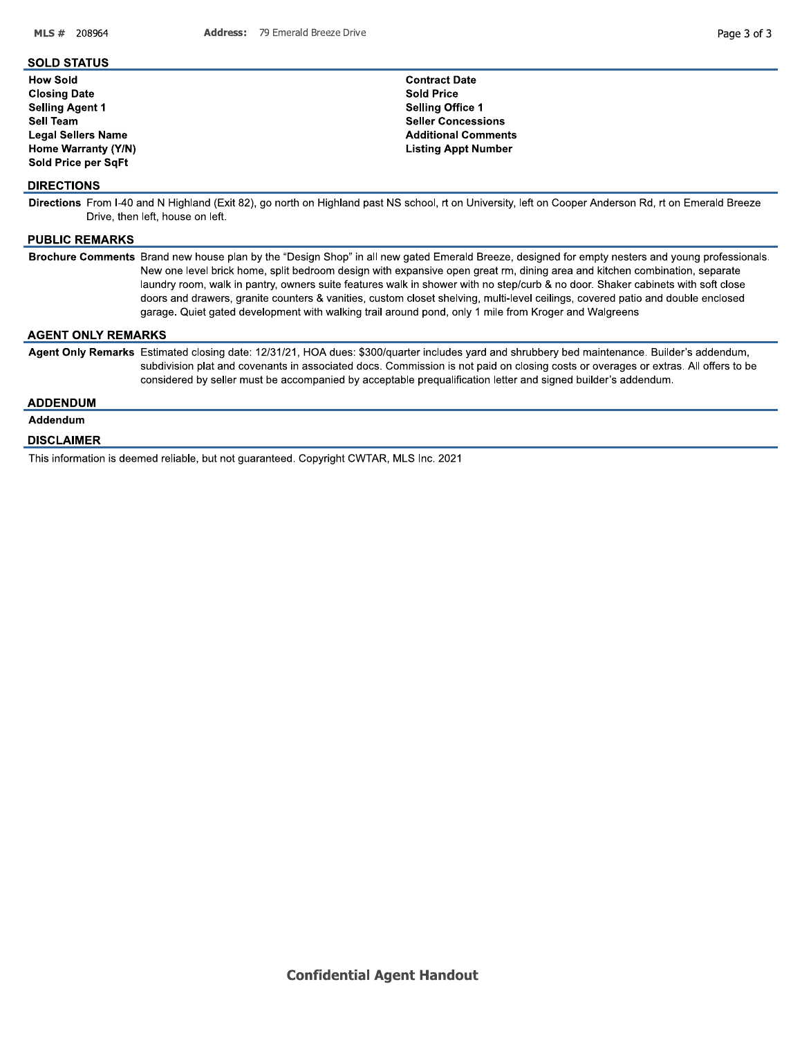## SOLD STATUS

**How Sold**
**Closing Date**
**Selling Agent 1**
**Sell Team**
**Legal Sellers Name**
**Home Warranty (Y/N)**
**Sold Price per SqFt**

**Contract Date**
**Sold Price**
**Selling Office 1**
**Seller Concessions**
**Additional Comments**
**Listing Appt Number**

## DIRECTIONS

**Directions** From I-40 and N Highland (Exit 82), go north on Highland past NS school, rt on University, left on Cooper Anderson Rd, rt on Emerald Breeze Drive, then left, house on left.

## PUBLIC REMARKS

**Brochure Comments** Brand new house plan by the "Design Shop" in all new gated Emerald Breeze, designed for empty nesters and young professionals. New one level brick home, split bedroom design with expansive open great rm, dining area and kitchen combination, separate laundry room, walk in pantry, owners suite features walk in shower with no step/curb & no door. Shaker cabinets with soft close doors and drawers, granite counters & vanities, custom closet shelving, multi-level ceilings, covered patio and double enclosed garage. Quiet gated development with walking trail around pond, only 1 mile from Kroger and Walgreens

## AGENT ONLY REMARKS

**Agent Only Remarks** Estimated closing date: 12/31/21, HOA dues: $300/quarter includes yard and shrubbery bed maintenance. Builder's addendum, subdivision plat and covenants in associated docs. Commission is not paid on closing costs or overages or extras. All offers to be considered by seller must be accompanied by acceptable prequalification letter and signed builder's addendum.

## ADDENDUM

**Addendum**

## DISCLAIMER

This information is deemed reliable, but not guaranteed. Copyright CWTAR, MLS Inc. 2021

**Confidential Agent Handout**